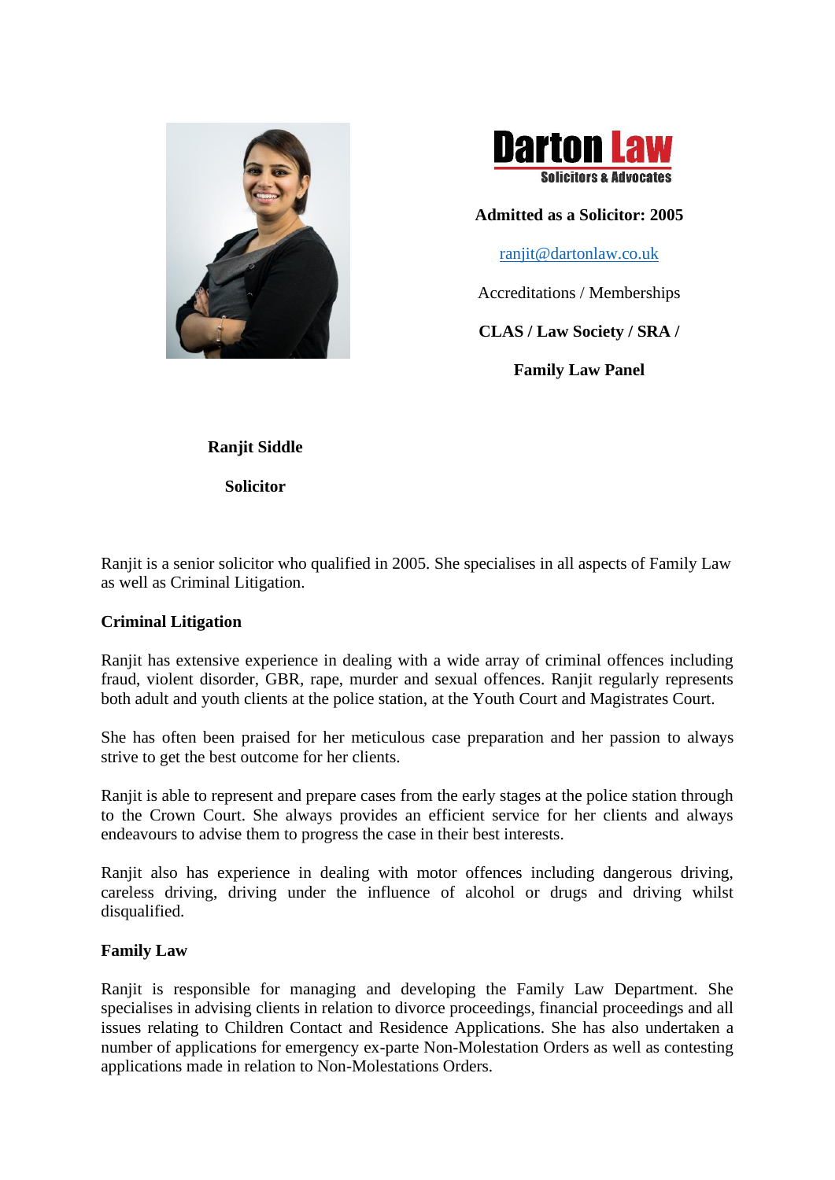Darton Law

Solicitors & Advocates

**Admitted as a Solicitor: 2005**

[ranjit@dartonlaw.co.uk](mailto:ranjit@dartonlaw.co.uk)

Accreditations / Memberships

**CLAS / Law Society / SRA /**

**Family Law Panel**

**Ranjit Siddle**

**Solicitor**

Ranjit is a senior solicitor who qualified in 2005. She specialises in all aspects of Family Law as well as Criminal Litigation.

**Criminal Litigation**

Ranjit has extensive experience in dealing with a wide array of criminal offences including fraud, violent disorder, GBR, rape, murder and sexual offences. Ranjit regularly represents both adult and youth clients at the police station, at the Youth Court and Magistrates Court.

She has often been praised for her meticulous case preparation and her passion to always strive to get the best outcome for her clients.

Ranjit is able to represent and prepare cases from the early stages at the police station through to the Crown Court. She always provides an efficient service for her clients and always endeavours to advise them to progress the case in their best interests.

Ranjit also has experience in dealing with motor offences including dangerous driving, careless driving, driving under the influence of alcohol or drugs and driving whilst disqualified.

**Family Law**

Ranjit is responsible for managing and developing the Family Law Department. She specialises in advising clients in relation to divorce proceedings, financial proceedings and all issues relating to Children Contact and Residence Applications. She has also undertaken a number of applications for emergency ex-parte Non-Molestation Orders as well as contesting applications made in relation to Non-Molestations Orders.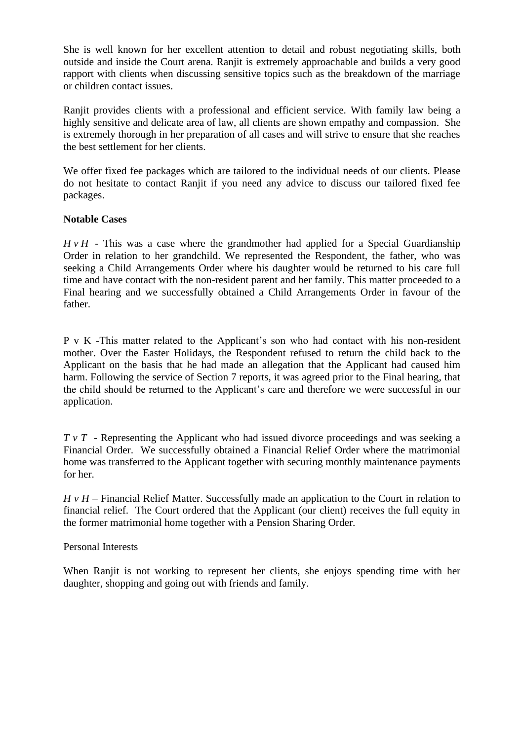She is well known for her excellent attention to detail and robust negotiating skills, both outside and inside the Court arena. Ranjit is extremely approachable and builds a very good rapport with clients when discussing sensitive topics such as the breakdown of the marriage or children contact issues.

Ranjit provides clients with a professional and efficient service. With family law being a highly sensitive and delicate area of law, all clients are shown empathy and compassion. She is extremely thorough in her preparation of all cases and will strive to ensure that she reaches the best settlement for her clients.

We offer fixed fee packages which are tailored to the individual needs of our clients. Please do not hesitate to contact Ranjit if you need any advice to discuss our tailored fixed fee packages.

**Notable Cases**

*H v H* - This was a case where the grandmother had applied for a Special Guardianship Order in relation to her grandchild. We represented the Respondent, the father, who was seeking a Child Arrangements Order where his daughter would be returned to his care full time and have contact with the non-resident parent and her family. This matter proceeded to a Final hearing and we successfully obtained a Child Arrangements Order in favour of the father.

P v K -This matter related to the Applicant's son who had contact with his non-resident mother. Over the Easter Holidays, the Respondent refused to return the child back to the Applicant on the basis that he had made an allegation that the Applicant had caused him harm. Following the service of Section 7 reports, it was agreed prior to the Final hearing, that the child should be returned to the Applicant's care and therefore we were successful in our application.

*T v T* - Representing the Applicant who had issued divorce proceedings and was seeking a Financial Order. We successfully obtained a Financial Relief Order where the matrimonial home was transferred to the Applicant together with securing monthly maintenance payments for her.

*H v H* – Financial Relief Matter. Successfully made an application to the Court in relation to financial relief. The Court ordered that the Applicant (our client) receives the full equity in the former matrimonial home together with a Pension Sharing Order.

Personal Interests

When Ranjit is not working to represent her clients, she enjoys spending time with her daughter, shopping and going out with friends and family.